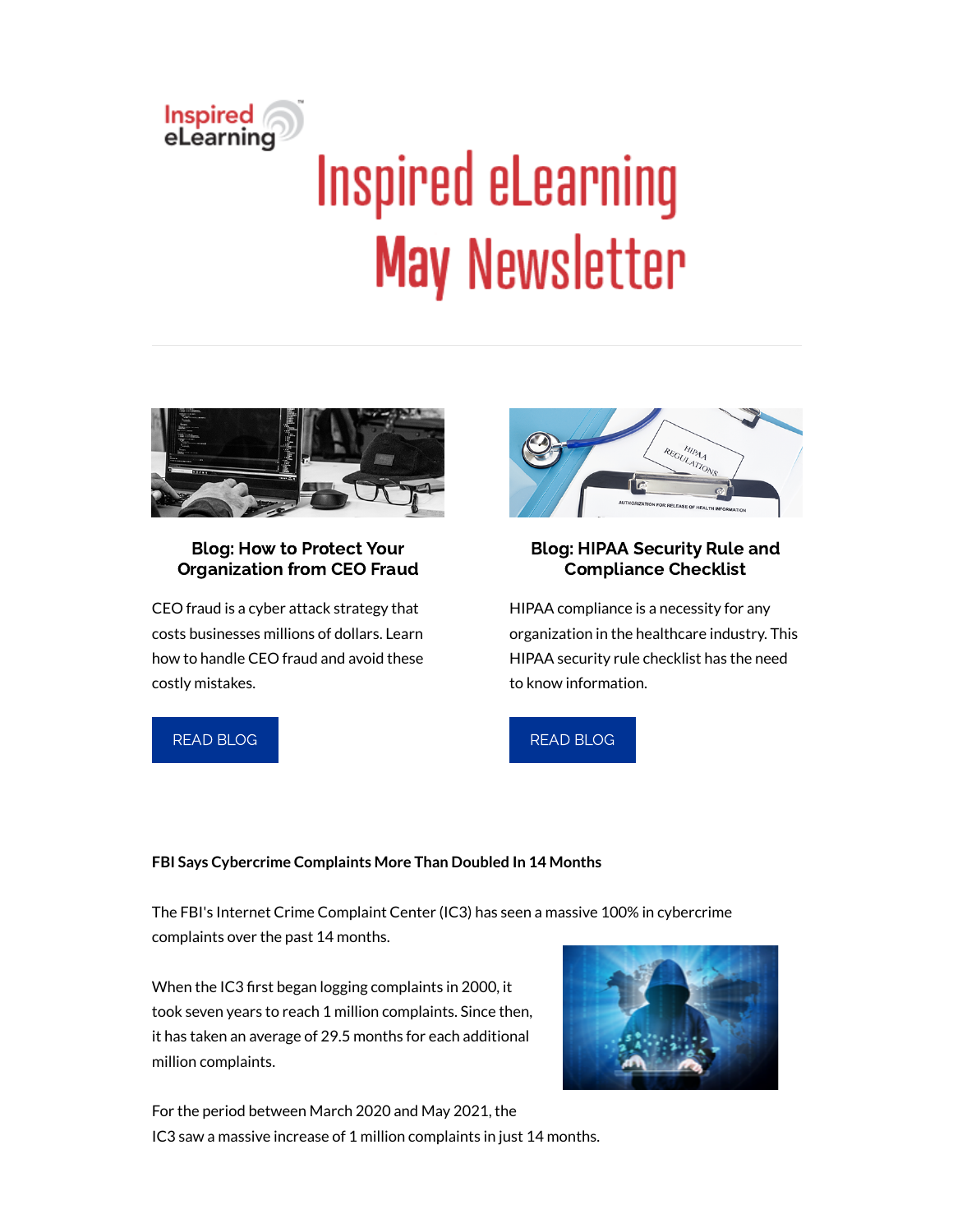# Inspired eLearning May Newsletter

### Blog: How to Protect Your Organization from CEO Fraud

CEO fraud is a cyber attack strategy that costs businesses millions of dollars. Learn how to handle CEO fraud and avoid these costly mistakes.

READ BLOG

### Blog: HIPAA Security Rule and Compliance Checklist

HIPAA compliance is a necessity for any organization in the healthcare industry. This HIPAA security rule checklist has the need to know information.

READ BLOG

**FBI Says Cybercrime Complaints More Than Doubled In 14 Months**

The FBI's Internet Crime Complaint Center (IC3) has seen a massive 100% in cybercrime complaints over the past 14 months.

When the IC3 first began logging complaints in 2000, it took seven years to reach 1 million complaints. Since then, it has taken an average of 29.5 months for each additional million complaints.

For the period between March 2020 and May 2021, the IC3 saw a massive increase of 1 million complaints in just 14 months.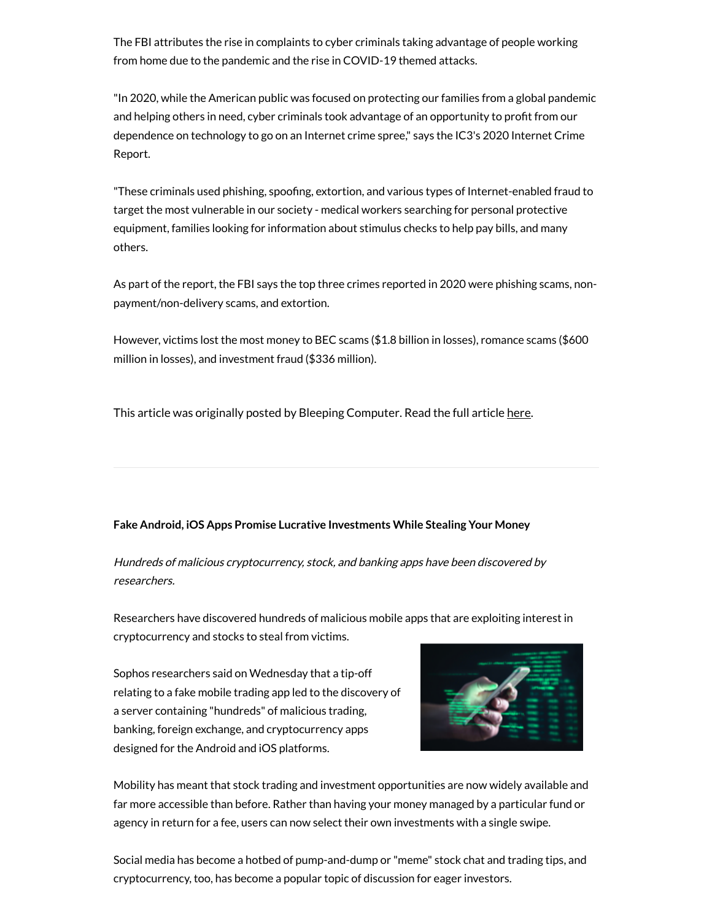The FBI attributes the rise in complaints to cyber criminals taking advantage of people working from home due to the pandemic and the rise in COVID-19 themed attacks.

"In 2020, while the American public was focused on protecting our families from a global pandemic and helping others in need, cyber criminals took advantage of an opportunity to profit from our dependence on technology to go on an Internet crime spree," says the IC3's 2020 Internet Crime Report.

"These criminals used phishing, spoofing, extortion, and various types of Internet-enabled fraud to target the most vulnerable in our society - medical workers searching for personal protective equipment, families looking for information about stimulus checks to help pay bills, and many others.

As part of the report, the FBI says the top three crimes reported in 2020 were phishing scams, non-payment/non-delivery scams, and extortion.

However, victims lost the most money to BEC scams ($1.8 billion in losses), romance scams ($600 million in losses), and investment fraud ($336 million).

This article was originally posted by Bleeping Computer. Read the full article here.

---

**Fake Android, iOS Apps Promise Lucrative Investments While Stealing Your Money**

*Hundreds of malicious cryptocurrency, stock, and banking apps have been discovered by researchers.*

Researchers have discovered hundreds of malicious mobile apps that are exploiting interest in cryptocurrency and stocks to steal from victims.

Sophos researchers said on Wednesday that a tip-off relating to a fake mobile trading app led to the discovery of a server containing "hundreds" of malicious trading, banking, foreign exchange, and cryptocurrency apps designed for the Android and iOS platforms.

Mobility has meant that stock trading and investment opportunities are now widely available and far more accessible than before. Rather than having your money managed by a particular fund or agency in return for a fee, users can now select their own investments with a single swipe.

Social media has become a hotbed of pump-and-dump or "meme" stock chat and trading tips, and cryptocurrency, too, has become a popular topic of discussion for eager investors.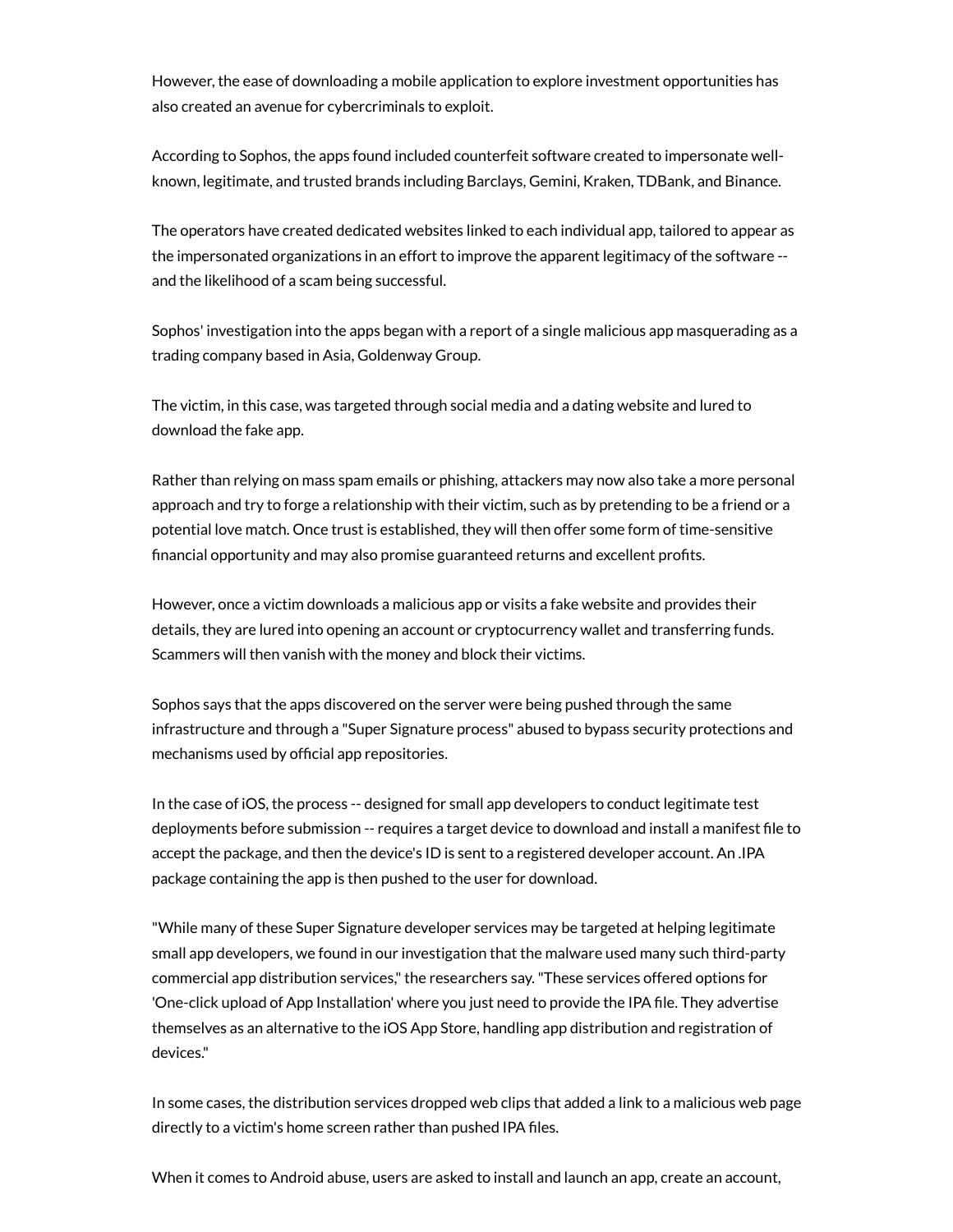However, the ease of downloading a mobile application to explore investment opportunities has also created an avenue for cybercriminals to exploit.

According to Sophos, the apps found included counterfeit software created to impersonate well-known, legitimate, and trusted brands including Barclays, Gemini, Kraken, TDBank, and Binance.

The operators have created dedicated websites linked to each individual app, tailored to appear as the impersonated organizations in an effort to improve the apparent legitimacy of the software -- and the likelihood of a scam being successful.

Sophos' investigation into the apps began with a report of a single malicious app masquerading as a trading company based in Asia, Goldenway Group.

The victim, in this case, was targeted through social media and a dating website and lured to download the fake app.

Rather than relying on mass spam emails or phishing, attackers may now also take a more personal approach and try to forge a relationship with their victim, such as by pretending to be a friend or a potential love match. Once trust is established, they will then offer some form of time-sensitive financial opportunity and may also promise guaranteed returns and excellent profits.

However, once a victim downloads a malicious app or visits a fake website and provides their details, they are lured into opening an account or cryptocurrency wallet and transferring funds. Scammers will then vanish with the money and block their victims.

Sophos says that the apps discovered on the server were being pushed through the same infrastructure and through a "Super Signature process" abused to bypass security protections and mechanisms used by official app repositories.

In the case of iOS, the process -- designed for small app developers to conduct legitimate test deployments before submission -- requires a target device to download and install a manifest file to accept the package, and then the device's ID is sent to a registered developer account. An .IPA package containing the app is then pushed to the user for download.

"While many of these Super Signature developer services may be targeted at helping legitimate small app developers, we found in our investigation that the malware used many such third-party commercial app distribution services," the researchers say. "These services offered options for 'One-click upload of App Installation' where you just need to provide the IPA file. They advertise themselves as an alternative to the iOS App Store, handling app distribution and registration of devices."

In some cases, the distribution services dropped web clips that added a link to a malicious web page directly to a victim's home screen rather than pushed IPA files.

When it comes to Android abuse, users are asked to install and launch an app, create an account,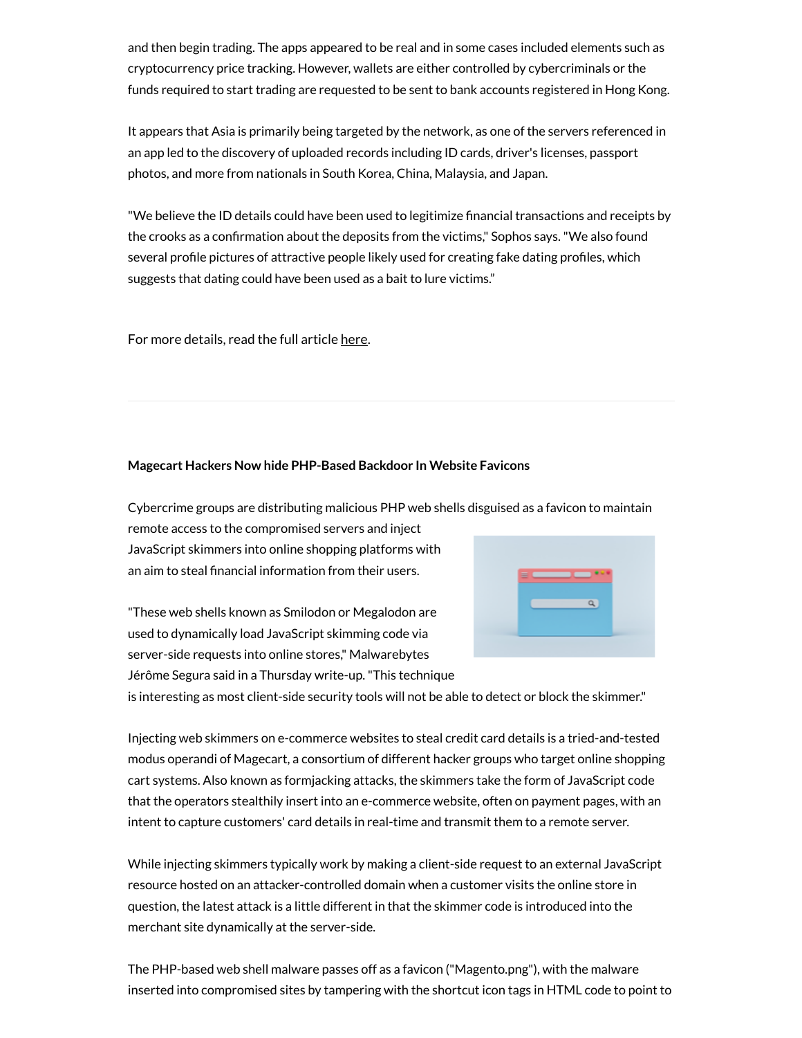and then begin trading. The apps appeared to be real and in some cases included elements such as cryptocurrency price tracking. However, wallets are either controlled by cybercriminals or the funds required to start trading are requested to be sent to bank accounts registered in Hong Kong.

It appears that Asia is primarily being targeted by the network, as one of the servers referenced in an app led to the discovery of uploaded records including ID cards, driver's licenses, passport photos, and more from nationals in South Korea, China, Malaysia, and Japan.

"We believe the ID details could have been used to legitimize financial transactions and receipts by the crooks as a confirmation about the deposits from the victims," Sophos says. "We also found several profile pictures of attractive people likely used for creating fake dating profiles, which suggests that dating could have been used as a bait to lure victims."

For more details, read the full article here.

---

**Magecart Hackers Now hide PHP-Based Backdoor In Website Favicons**

Cybercrime groups are distributing malicious PHP web shells disguised as a favicon to maintain remote access to the compromised servers and inject JavaScript skimmers into online shopping platforms with an aim to steal financial information from their users.

"These web shells known as Smilodon or Megalodon are used to dynamically load JavaScript skimming code via server-side requests into online stores," Malwarebytes Jérôme Segura said in a Thursday write-up. "This technique is interesting as most client-side security tools will not be able to detect or block the skimmer."

Injecting web skimmers on e-commerce websites to steal credit card details is a tried-and-tested modus operandi of Magecart, a consortium of different hacker groups who target online shopping cart systems. Also known as formjacking attacks, the skimmers take the form of JavaScript code that the operators stealthily insert into an e-commerce website, often on payment pages, with an intent to capture customers' card details in real-time and transmit them to a remote server.

While injecting skimmers typically work by making a client-side request to an external JavaScript resource hosted on an attacker-controlled domain when a customer visits the online store in question, the latest attack is a little different in that the skimmer code is introduced into the merchant site dynamically at the server-side.

The PHP-based web shell malware passes off as a favicon ("Magento.png"), with the malware inserted into compromised sites by tampering with the shortcut icon tags in HTML code to point to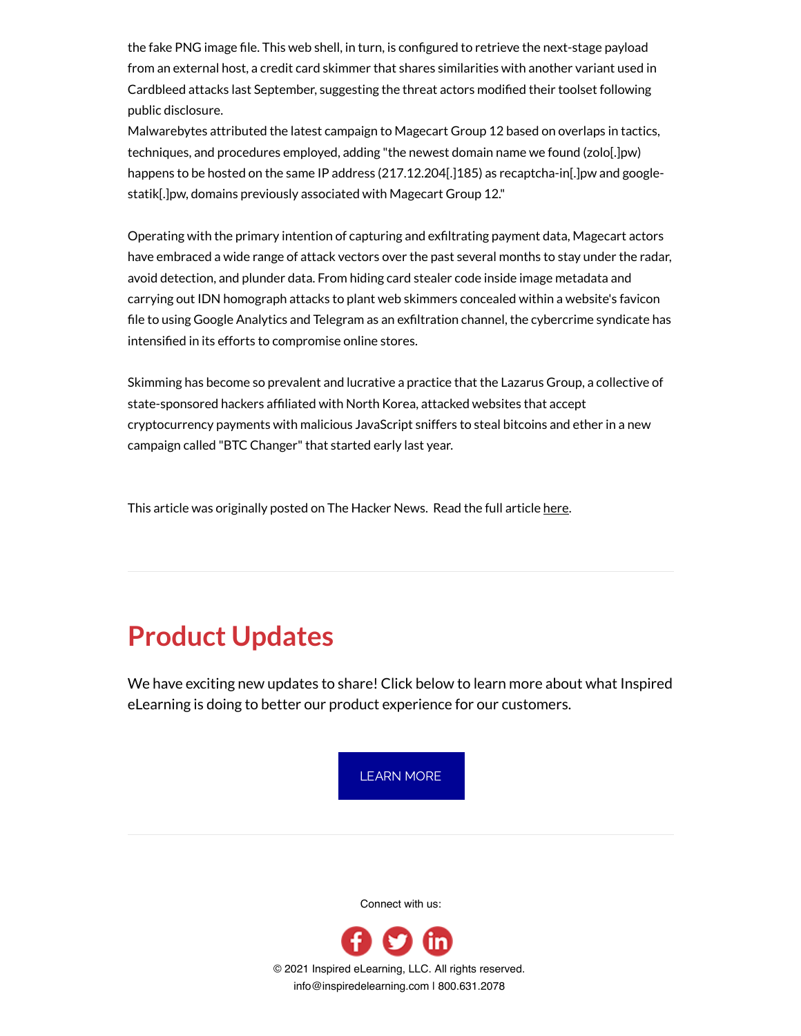the fake PNG image file. This web shell, in turn, is configured to retrieve the next-stage payload from an external host, a credit card skimmer that shares similarities with another variant used in Cardbleed attacks last September, suggesting the threat actors modified their toolset following public disclosure.

Malwarebytes attributed the latest campaign to Magecart Group 12 based on overlaps in tactics, techniques, and procedures employed, adding "the newest domain name we found (zolo[.]pw) happens to be hosted on the same IP address (217.12.204[.]185) as recaptcha-in[.]pw and google-statik[.]pw, domains previously associated with Magecart Group 12."

Operating with the primary intention of capturing and exfiltrating payment data, Magecart actors have embraced a wide range of attack vectors over the past several months to stay under the radar, avoid detection, and plunder data. From hiding card stealer code inside image metadata and carrying out IDN homograph attacks to plant web skimmers concealed within a website's favicon file to using Google Analytics and Telegram as an exfiltration channel, the cybercrime syndicate has intensified in its efforts to compromise online stores.

Skimming has become so prevalent and lucrative a practice that the Lazarus Group, a collective of state-sponsored hackers affiliated with North Korea, attacked websites that accept cryptocurrency payments with malicious JavaScript sniffers to steal bitcoins and ether in a new campaign called "BTC Changer" that started early last year.

This article was originally posted on The Hacker News. Read the full article here.

---

## Product Updates

We have exciting new updates to share! Click below to learn more about what Inspired eLearning is doing to better our product experience for our customers.

LEARN MORE

---

Connect with us:

© 2021 Inspired eLearning, LLC. All rights reserved.
info@inspiredelearning.com | 800.631.2078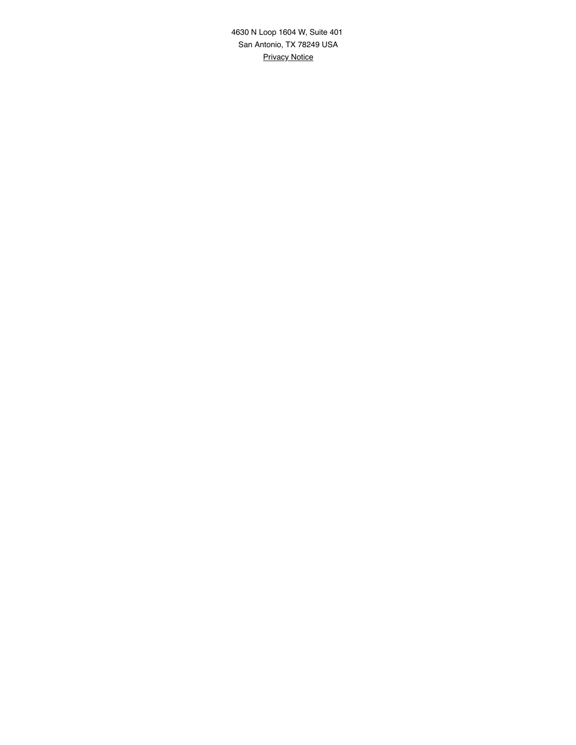4630 N Loop 1604 W, Suite 401
San Antonio, TX 78249 USA
Privacy Notice